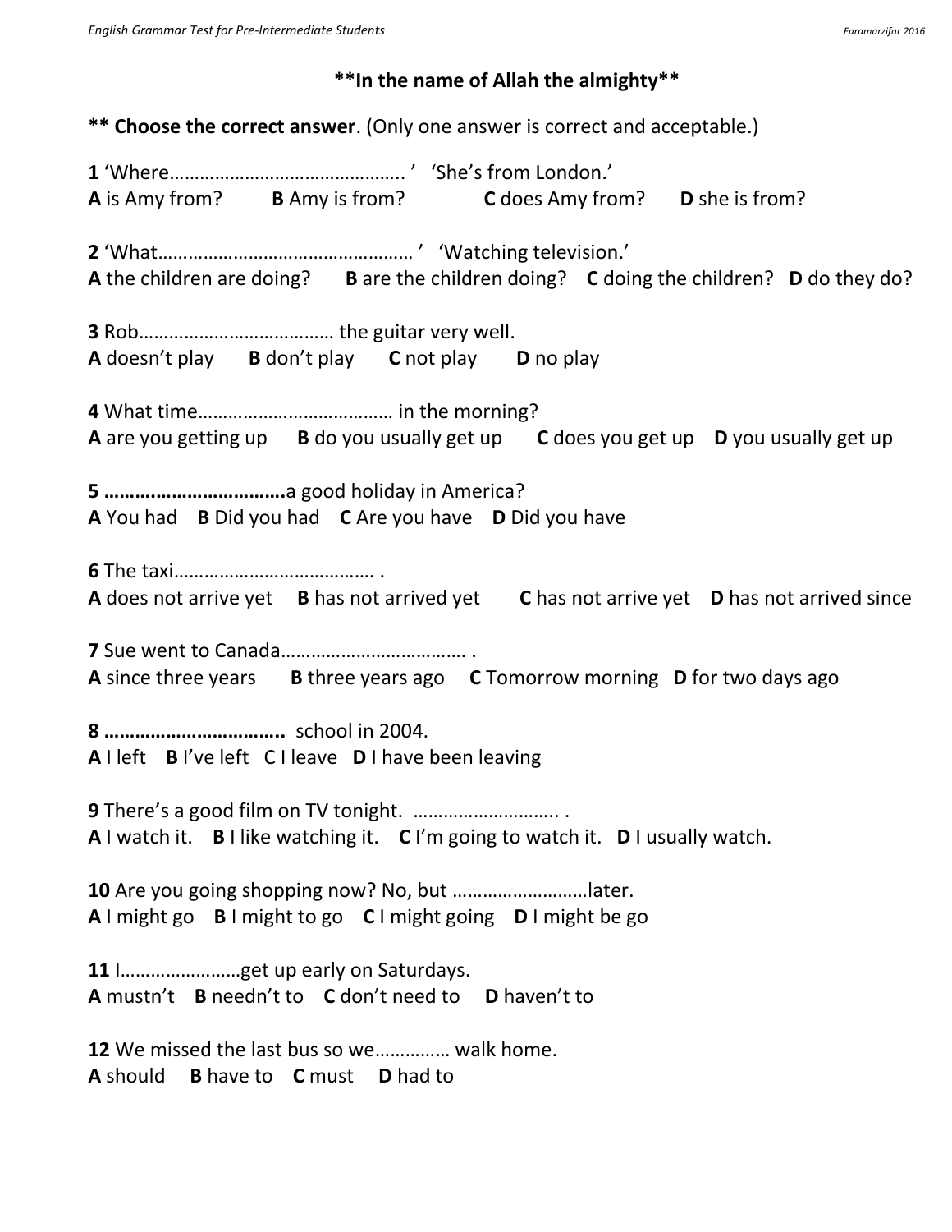**\*\*In the name of Allah the almighty\*\***

**\*\* Choose the correct answer**. (Only one answer is correct and acceptable.)

**1** 'Where……………………………………….. ' 'She's from London.'
**A** is Amy from? **B** Amy is from? **C** does Amy from? **D** she is from?

**2** 'What…………………………………………… ' 'Watching television.'
**A** the children are doing? **B** are the children doing? **C** doing the children? **D** do they do?

**3** Rob………………………………… the guitar very well.
**A** doesn't play **B** don't play **C** not play **D** no play

**4** What time………………………………… in the morning?
**A** are you getting up **B** do you usually get up **C** does you get up **D** you usually get up

**5 …………………………….**a good holiday in America?
**A** You had **B** Did you had **C** Are you have **D** Did you have

**6** The taxi…………………………………. .
**A** does not arrive yet **B** has not arrived yet **C** has not arrive yet **D** has not arrived since

**7** Sue went to Canada………………………………. .
**A** since three years **B** three years ago **C** Tomorrow morning **D** for two days ago

**8 ……………………………..** school in 2004.
**A** I left **B** I've left C I leave **D** I have been leaving

**9** There's a good film on TV tonight. ……………………….. .
**A** I watch it. **B** I like watching it. **C** I'm going to watch it. **D** I usually watch.

**10** Are you going shopping now? No, but ………………………later.
**A** I might go **B** I might to go **C** I might going **D** I might be go

**11** I……………………get up early on Saturdays.
**A** mustn't **B** needn't to **C** don't need to **D** haven't to

**12** We missed the last bus so we…………… walk home.
**A** should **B** have to **C** must **D** had to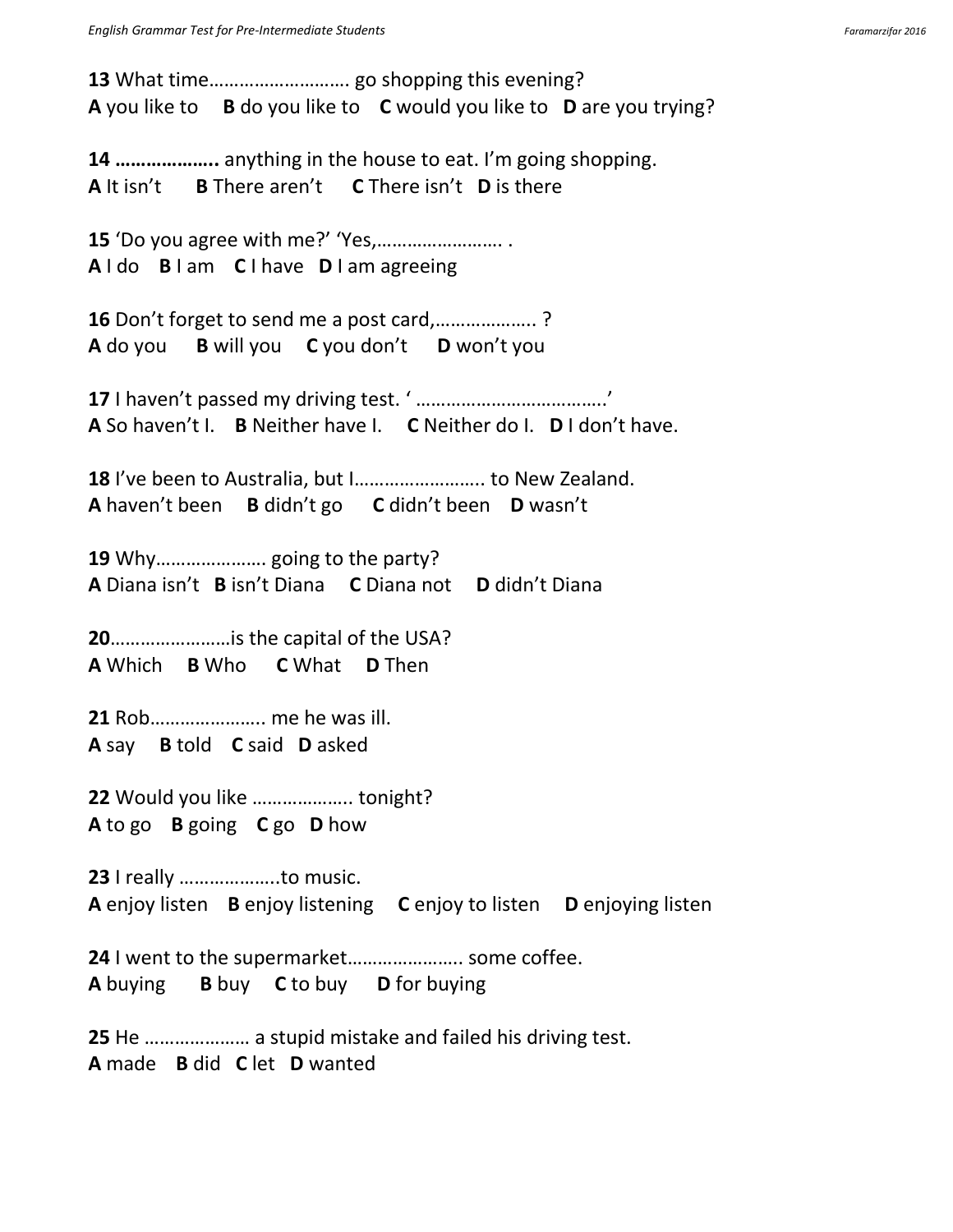**13** What time……………………… go shopping this evening?
**A** you like to **B** do you like to **C** would you like to **D** are you trying?

**14 ………………..** anything in the house to eat. I'm going shopping.
**A** It isn't **B** There aren't **C** There isn't **D** is there

**15** 'Do you agree with me?' 'Yes,……………………. .
**A** I do **B** I am **C** I have **D** I am agreeing

**16** Don't forget to send me a post card,……………….. ?
**A** do you **B** will you **C** you don't **D** won't you

**17** I haven't passed my driving test. ' ……………………………….'
**A** So haven't I. **B** Neither have I. **C** Neither do I. **D** I don't have.

**18** I've been to Australia, but I…………………….. to New Zealand.
**A** haven't been **B** didn't go **C** didn't been **D** wasn't

**19** Why…………………. going to the party?
**A** Diana isn't **B** isn't Diana **C** Diana not **D** didn't Diana

**20**……………………is the capital of the USA?
**A** Which **B** Who **C** What **D** Then

**21** Rob…………………. me he was ill.
**A** say **B** told **C** said **D** asked

**22** Would you like ……………….. tonight?
**A** to go **B** going **C** go **D** how

**23** I really ………………..to music.
**A** enjoy listen **B** enjoy listening **C** enjoy to listen **D** enjoying listen

**24** I went to the supermarket…………………. some coffee.
**A** buying **B** buy **C** to buy **D** for buying

**25** He ………………… a stupid mistake and failed his driving test.
**A** made **B** did **C** let **D** wanted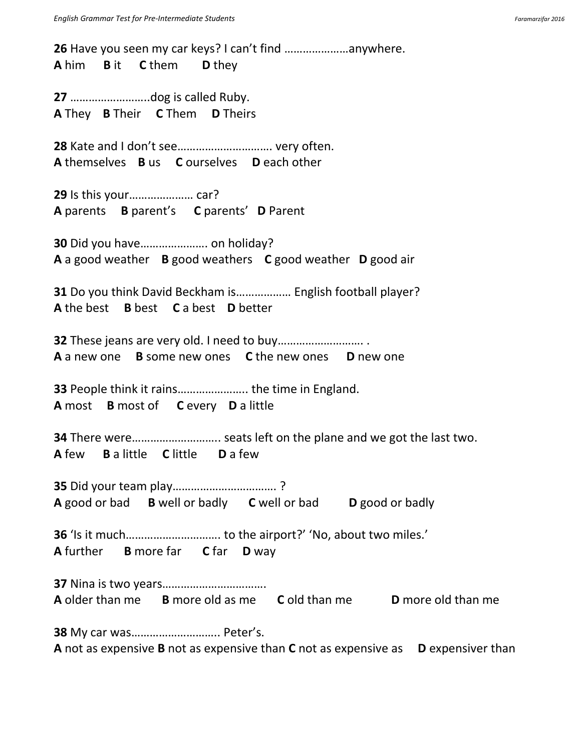**26** Have you seen my car keys? I can't find …………………anywhere.
**A** him **B** it **C** them **D** they

**27** ……………………..dog is called Ruby.
**A** They **B** Their **C** Them **D** Theirs

**28** Kate and I don't see…………………………. very often.
**A** themselves **B** us **C** ourselves **D** each other

**29** Is this your………………… car?
**A** parents **B** parent's **C** parents' **D** Parent

**30** Did you have…………………. on holiday?
**A** a good weather **B** good weathers **C** good weather **D** good air

**31** Do you think David Beckham is……………… English football player?
**A** the best **B** best **C** a best **D** better

**32** These jeans are very old. I need to buy………………………. .
**A** a new one **B** some new ones **C** the new ones **D** new one

**33** People think it rains………………….. the time in England.
**A** most **B** most of **C** every **D** a little

**34** There were……………………….. seats left on the plane and we got the last two.
**A** few **B** a little **C** little **D** a few

**35** Did your team play……………………………. ?
**A** good or bad **B** well or badly **C** well or bad **D** good or badly

**36** 'Is it much…………………………. to the airport?' 'No, about two miles.'
**A** further **B** more far **C** far **D** way

**37** Nina is two years…………………………….
**A** older than me **B** more old as me **C** old than me **D** more old than me

**38** My car was……………………….. Peter's.
**A** not as expensive **B** not as expensive than **C** not as expensive as **D** expensiver than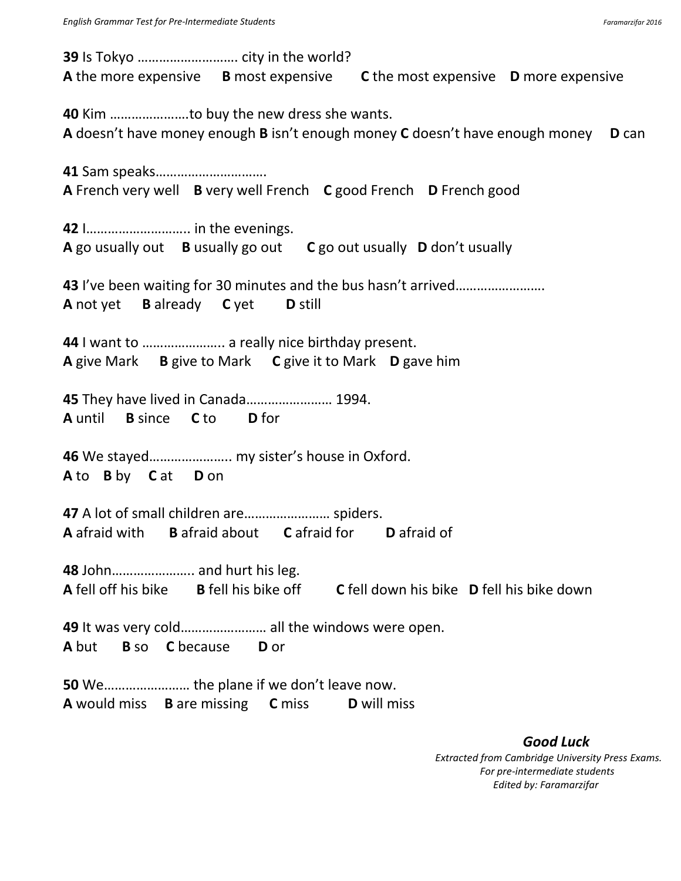**39** Is Tokyo ………………………. city in the world?
**A** the more expensive **B** most expensive **C** the most expensive **D** more expensive

**40** Kim ………………….to buy the new dress she wants.
**A** doesn't have money enough **B** isn't enough money **C** doesn't have enough money **D** can

**41** Sam speaks…………………………
**A** French very well **B** very well French **C** good French **D** French good

**42** I……………………….. in the evenings.
**A** go usually out **B** usually go out **C** go out usually **D** don't usually

**43** I've been waiting for 30 minutes and the bus hasn't arrived…………………….
**A** not yet **B** already **C** yet **D** still

**44** I want to ………………….. a really nice birthday present.
**A** give Mark **B** give to Mark **C** give it to Mark **D** gave him

**45** They have lived in Canada…………………… 1994.
**A** until **B** since **C** to **D** for

**46** We stayed………………….. my sister's house in Oxford.
**A** to **B** by **C** at **D** on

**47** A lot of small children are…………………… spiders.
**A** afraid with **B** afraid about **C** afraid for **D** afraid of

**48** John………………….. and hurt his leg.
**A** fell off his bike **B** fell his bike off **C** fell down his bike **D** fell his bike down

**49** It was very cold…………………… all the windows were open.
**A** but **B** so **C** because **D** or

**50** We…………………… the plane if we don't leave now.
**A** would miss **B** are missing **C** miss **D** will miss

***Good Luck***

*Extracted from Cambridge University Press Exams.*
*For pre-intermediate students*
*Edited by: Faramarzifar*